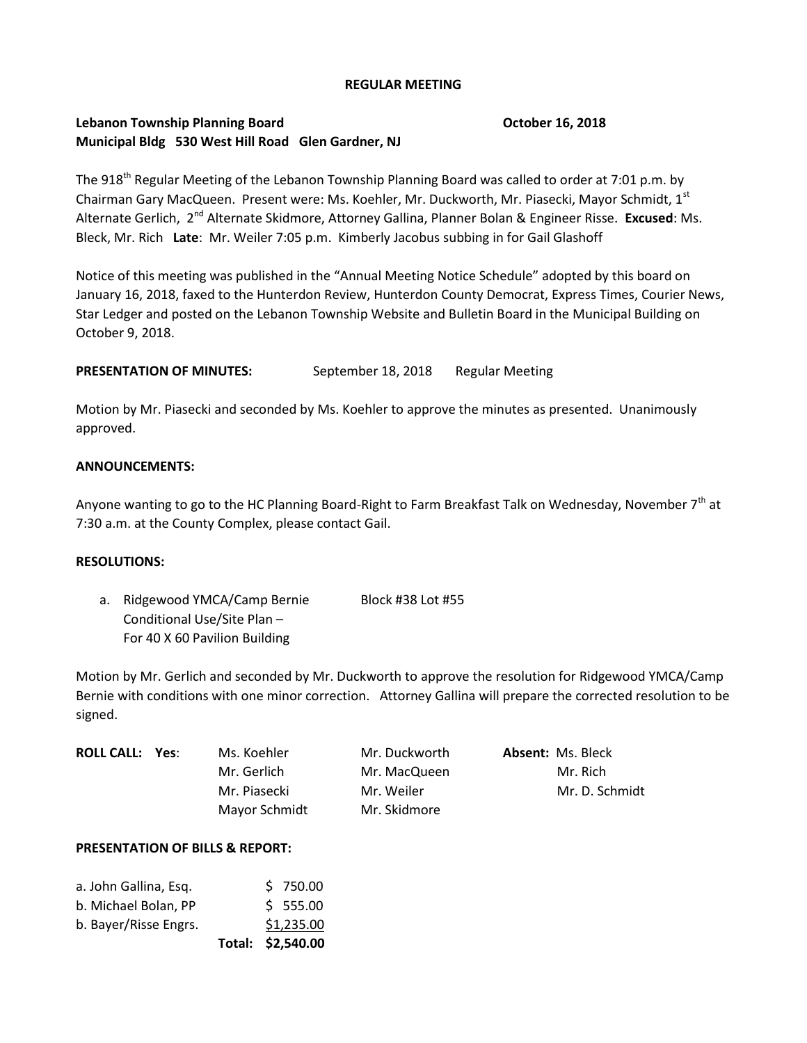**REGULAR MEETING**

**Lebanon Township Planning Board** **October 16, 2018**
**Municipal Bldg 530 West Hill Road Glen Gardner, NJ**

The 918th Regular Meeting of the Lebanon Township Planning Board was called to order at 7:01 p.m. by Chairman Gary MacQueen. Present were: Ms. Koehler, Mr. Duckworth, Mr. Piasecki, Mayor Schmidt, 1st Alternate Gerlich, 2nd Alternate Skidmore, Attorney Gallina, Planner Bolan & Engineer Risse. **Excused**: Ms. Bleck, Mr. Rich **Late**: Mr. Weiler 7:05 p.m. Kimberly Jacobus subbing in for Gail Glashoff

Notice of this meeting was published in the "Annual Meeting Notice Schedule" adopted by this board on January 16, 2018, faxed to the Hunterdon Review, Hunterdon County Democrat, Express Times, Courier News, Star Ledger and posted on the Lebanon Township Website and Bulletin Board in the Municipal Building on October 9, 2018.

**PRESENTATION OF MINUTES:** September 18, 2018 Regular Meeting

Motion by Mr. Piasecki and seconded by Ms. Koehler to approve the minutes as presented. Unanimously approved.

**ANNOUNCEMENTS:**

Anyone wanting to go to the HC Planning Board-Right to Farm Breakfast Talk on Wednesday, November 7th at 7:30 a.m. at the County Complex, please contact Gail.

**RESOLUTIONS:**

a. Ridgewood YMCA/Camp Bernie Block #38 Lot #55
   Conditional Use/Site Plan –
   For 40 X 60 Pavilion Building

Motion by Mr. Gerlich and seconded by Mr. Duckworth to approve the resolution for Ridgewood YMCA/Camp Bernie with conditions with one minor correction. Attorney Gallina will prepare the corrected resolution to be signed.

| **ROLL CALL: Yes**: | | | **Absent:** |
|---|---|---|---|
| | Ms. Koehler | Mr. Duckworth | Ms. Bleck |
| | Mr. Gerlich | Mr. MacQueen | Mr. Rich |
| | Mr. Piasecki | Mr. Weiler | Mr. D. Schmidt |
| | Mayor Schmidt | Mr. Skidmore | |

**PRESENTATION OF BILLS & REPORT:**

| | |
|---|---|
| a. John Gallina, Esq. | $ 750.00 |
| b. Michael Bolan, PP | $ 555.00 |
| b. Bayer/Risse Engrs. | $1,235.00 |
| **Total:** | **$2,540.00** |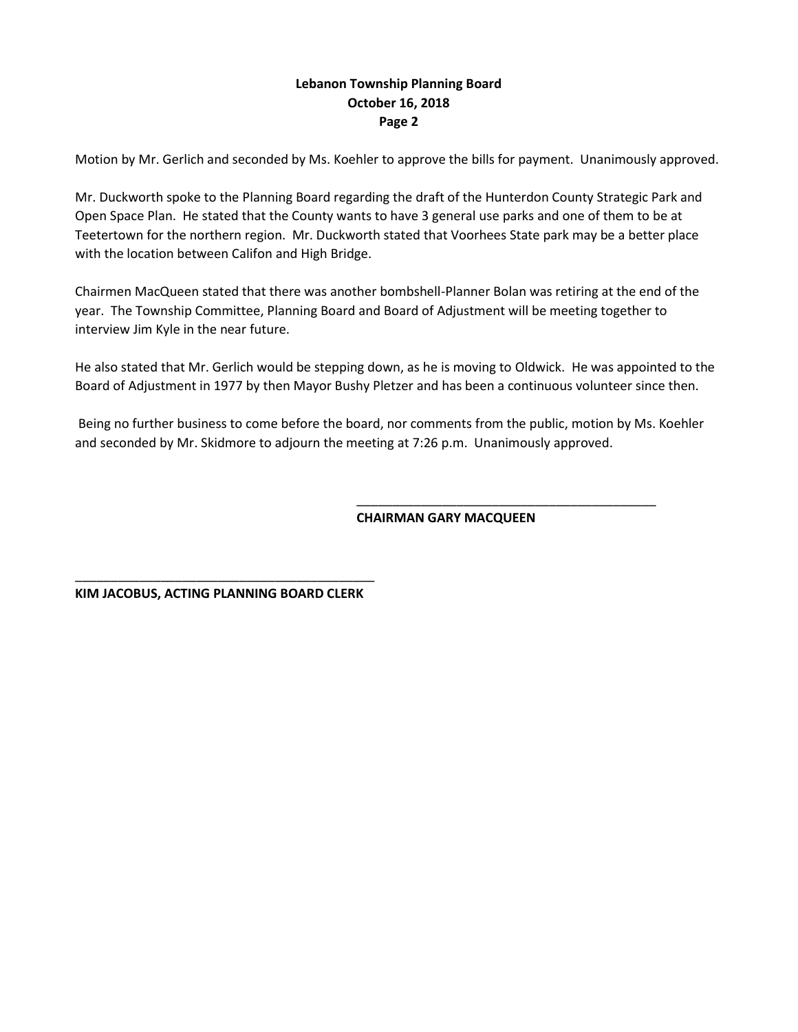Motion by Mr. Gerlich and seconded by Ms. Koehler to approve the bills for payment. Unanimously approved.

Mr. Duckworth spoke to the Planning Board regarding the draft of the Hunterdon County Strategic Park and Open Space Plan. He stated that the County wants to have 3 general use parks and one of them to be at Teetertown for the northern region. Mr. Duckworth stated that Voorhees State park may be a better place with the location between Califon and High Bridge.

Chairmen MacQueen stated that there was another bombshell-Planner Bolan was retiring at the end of the year. The Township Committee, Planning Board and Board of Adjustment will be meeting together to interview Jim Kyle in the near future.

He also stated that Mr. Gerlich would be stepping down, as he is moving to Oldwick. He was appointed to the Board of Adjustment in 1977 by then Mayor Bushy Pletzer and has been a continuous volunteer since then.

Being no further business to come before the board, nor comments from the public, motion by Ms. Koehler and seconded by Mr. Skidmore to adjourn the meeting at 7:26 p.m. Unanimously approved.

\_\_\_\_\_\_\_\_\_\_\_\_\_\_\_\_\_\_\_\_\_\_\_\_\_\_\_\_\_\_\_\_\_\_\_\_\_\_\_\_\_\_\_\_

**CHAIRMAN GARY MACQUEEN**

\_\_\_\_\_\_\_\_\_\_\_\_\_\_\_\_\_\_\_\_\_\_\_\_\_\_\_\_\_\_\_\_\_\_\_\_\_\_\_\_\_\_\_\_

**KIM JACOBUS, ACTING PLANNING BOARD CLERK**